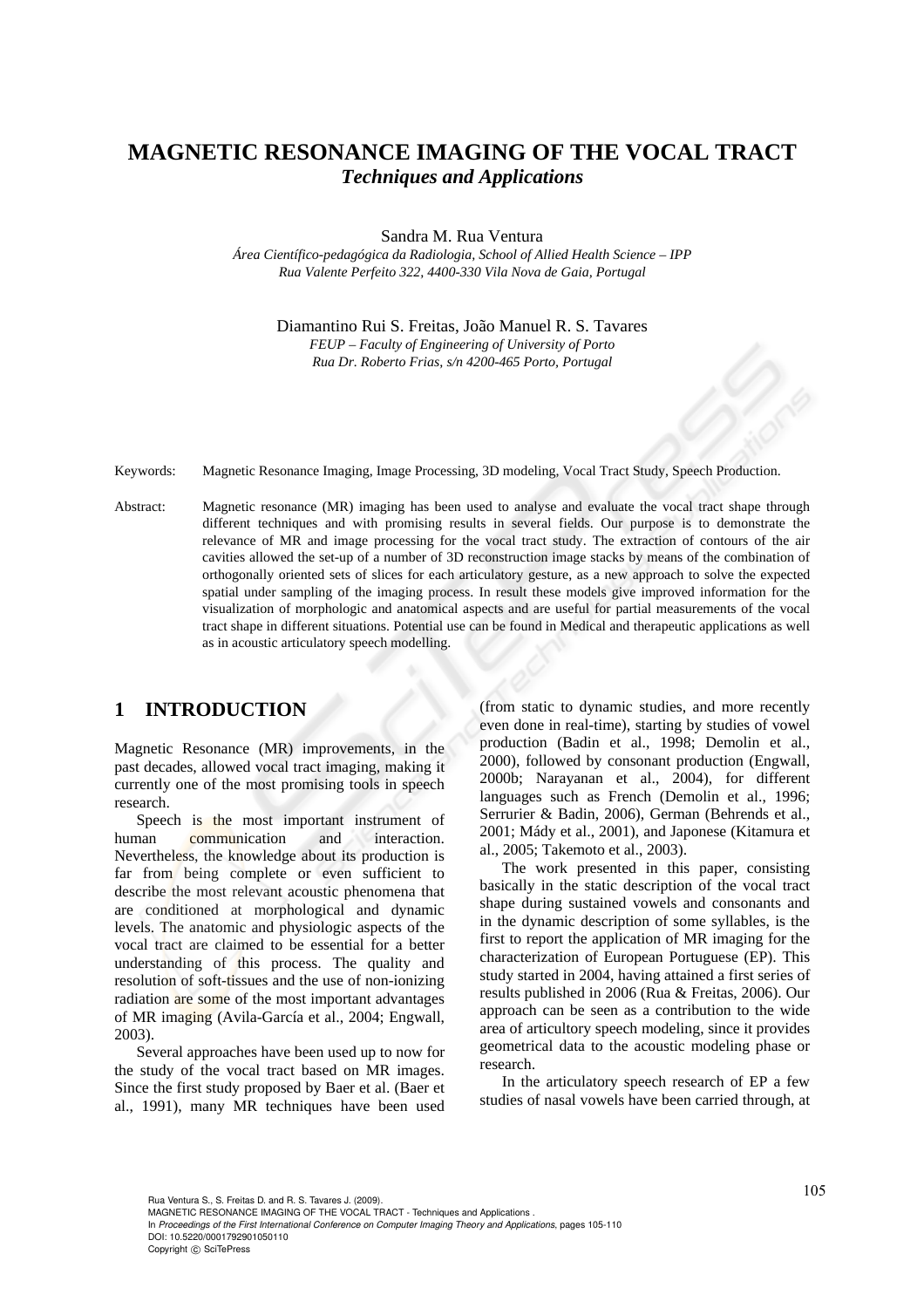# MAGNETIC RESONANCE IMAGING OF THE VOCAL TRACT

## *Techniques and Applications*

Sandra M. Rua Ventura

*Área Científico-pedagógica da Radiologia, School of Allied Health Science – IPP*
*Rua Valente Perfeito 322, 4400-330 Vila Nova de Gaia, Portugal*

Diamantino Rui S. Freitas, João Manuel R. S. Tavares

*FEUP – Faculty of Engineering of University of Porto*
*Rua Dr. Roberto Frias, s/n 4200-465 Porto, Portugal*

Keywords: Magnetic Resonance Imaging, Image Processing, 3D modeling, Vocal Tract Study, Speech Production.

Abstract: Magnetic resonance (MR) imaging has been used to analyse and evaluate the vocal tract shape through different techniques and with promising results in several fields. Our purpose is to demonstrate the relevance of MR and image processing for the vocal tract study. The extraction of contours of the air cavities allowed the set-up of a number of 3D reconstruction image stacks by means of the combination of orthogonally oriented sets of slices for each articulatory gesture, as a new approach to solve the expected spatial under sampling of the imaging process. In result these models give improved information for the visualization of morphologic and anatomical aspects and are useful for partial measurements of the vocal tract shape in different situations. Potential use can be found in Medical and therapeutic applications as well as in acoustic articulatory speech modelling.

## 1 INTRODUCTION

Magnetic Resonance (MR) improvements, in the past decades, allowed vocal tract imaging, making it currently one of the most promising tools in speech research.

Speech is the most important instrument of human communication and interaction. Nevertheless, the knowledge about its production is far from being complete or even sufficient to describe the most relevant acoustic phenomena that are conditioned at morphological and dynamic levels. The anatomic and physiologic aspects of the vocal tract are claimed to be essential for a better understanding of this process. The quality and resolution of soft-tissues and the use of non-ionizing radiation are some of the most important advantages of MR imaging (Avila-García et al., 2004; Engwall, 2003).

Several approaches have been used up to now for the study of the vocal tract based on MR images. Since the first study proposed by Baer et al. (Baer et al., 1991), many MR techniques have been used (from static to dynamic studies, and more recently even done in real-time), starting by studies of vowel production (Badin et al., 1998; Demolin et al., 2000), followed by consonant production (Engwall, 2000b; Narayanan et al., 2004), for different languages such as French (Demolin et al., 1996; Serrurier & Badin, 2006), German (Behrends et al., 2001; Mády et al., 2001), and Japonese (Kitamura et al., 2005; Takemoto et al., 2003).

The work presented in this paper, consisting basically in the static description of the vocal tract shape during sustained vowels and consonants and in the dynamic description of some syllables, is the first to report the application of MR imaging for the characterization of European Portuguese (EP). This study started in 2004, having attained a first series of results published in 2006 (Rua & Freitas, 2006). Our approach can be seen as a contribution to the wide area of articultory speech modeling, since it provides geometrical data to the acoustic modeling phase or research.

In the articulatory speech research of EP a few studies of nasal vowels have been carried through, at

Rua Ventura S., S. Freitas D. and R. S. Tavares J. (2009).
MAGNETIC RESONANCE IMAGING OF THE VOCAL TRACT - Techniques and Applications .
In *Proceedings of the First International Conference on Computer Imaging Theory and Applications*, pages 105-110
DOI: 10.5220/0001792901050110
Copyright © SciTePress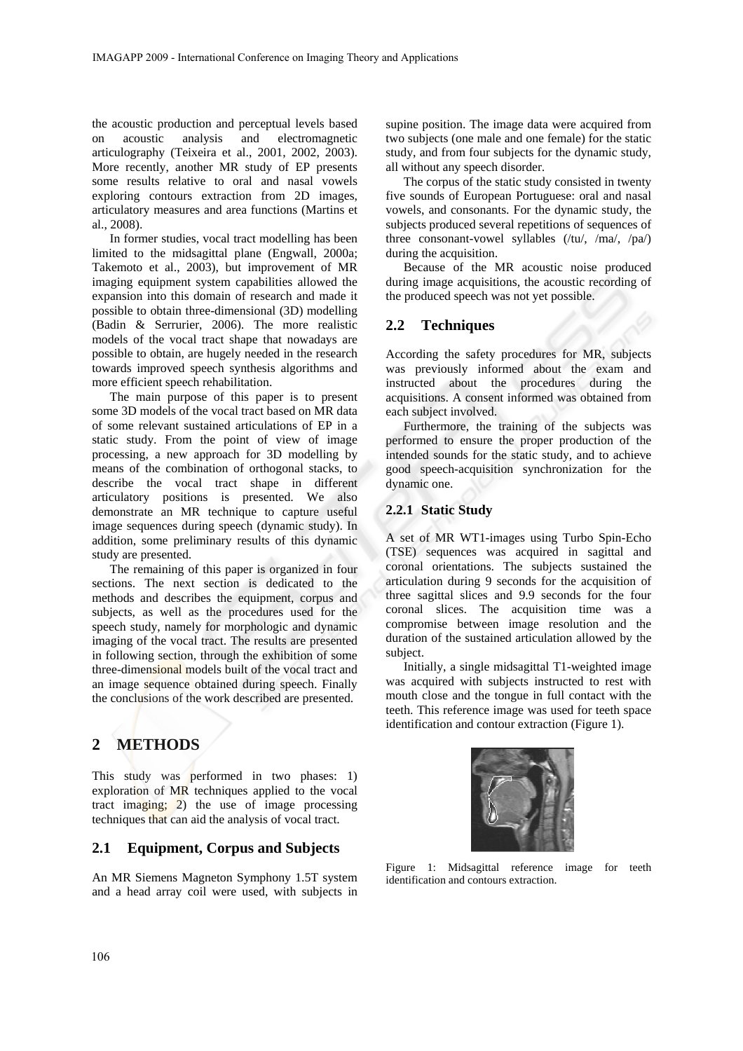the acoustic production and perceptual levels based on acoustic analysis and electromagnetic articulography (Teixeira et al., 2001, 2002, 2003). More recently, another MR study of EP presents some results relative to oral and nasal vowels exploring contours extraction from 2D images, articulatory measures and area functions (Martins et al., 2008).

In former studies, vocal tract modelling has been limited to the midsagittal plane (Engwall, 2000a; Takemoto et al., 2003), but improvement of MR imaging equipment system capabilities allowed the expansion into this domain of research and made it possible to obtain three-dimensional (3D) modelling (Badin & Serrurier, 2006). The more realistic models of the vocal tract shape that nowadays are possible to obtain, are hugely needed in the research towards improved speech synthesis algorithms and more efficient speech rehabilitation.

The main purpose of this paper is to present some 3D models of the vocal tract based on MR data of some relevant sustained articulations of EP in a static study. From the point of view of image processing, a new approach for 3D modelling by means of the combination of orthogonal stacks, to describe the vocal tract shape in different articulatory positions is presented. We also demonstrate an MR technique to capture useful image sequences during speech (dynamic study). In addition, some preliminary results of this dynamic study are presented.

The remaining of this paper is organized in four sections. The next section is dedicated to the methods and describes the equipment, corpus and subjects, as well as the procedures used for the speech study, namely for morphologic and dynamic imaging of the vocal tract. The results are presented in following section, through the exhibition of some three-dimensional models built of the vocal tract and an image sequence obtained during speech. Finally the conclusions of the work described are presented.

## 2 METHODS

This study was performed in two phases: 1) exploration of MR techniques applied to the vocal tract imaging; 2) the use of image processing techniques that can aid the analysis of vocal tract.

### 2.1 Equipment, Corpus and Subjects

An MR Siemens Magneton Symphony 1.5T system and a head array coil were used, with subjects in supine position. The image data were acquired from two subjects (one male and one female) for the static study, and from four subjects for the dynamic study, all without any speech disorder.

The corpus of the static study consisted in twenty five sounds of European Portuguese: oral and nasal vowels, and consonants. For the dynamic study, the subjects produced several repetitions of sequences of three consonant-vowel syllables (/tu/, /ma/, /pa/) during the acquisition.

Because of the MR acoustic noise produced during image acquisitions, the acoustic recording of the produced speech was not yet possible.

### 2.2 Techniques

According the safety procedures for MR, subjects was previously informed about the exam and instructed about the procedures during the acquisitions. A consent informed was obtained from each subject involved.

Furthermore, the training of the subjects was performed to ensure the proper production of the intended sounds for the static study, and to achieve good speech-acquisition synchronization for the dynamic one.

#### 2.2.1 Static Study

A set of MR WT1-images using Turbo Spin-Echo (TSE) sequences was acquired in sagittal and coronal orientations. The subjects sustained the articulation during 9 seconds for the acquisition of three sagittal slices and 9.9 seconds for the four coronal slices. The acquisition time was a compromise between image resolution and the duration of the sustained articulation allowed by the subject.

Initially, a single midsagittal T1-weighted image was acquired with subjects instructed to rest with mouth close and the tongue in full contact with the teeth. This reference image was used for teeth space identification and contour extraction (Figure 1).

Figure 1: Midsagittal reference image for teeth identification and contours extraction.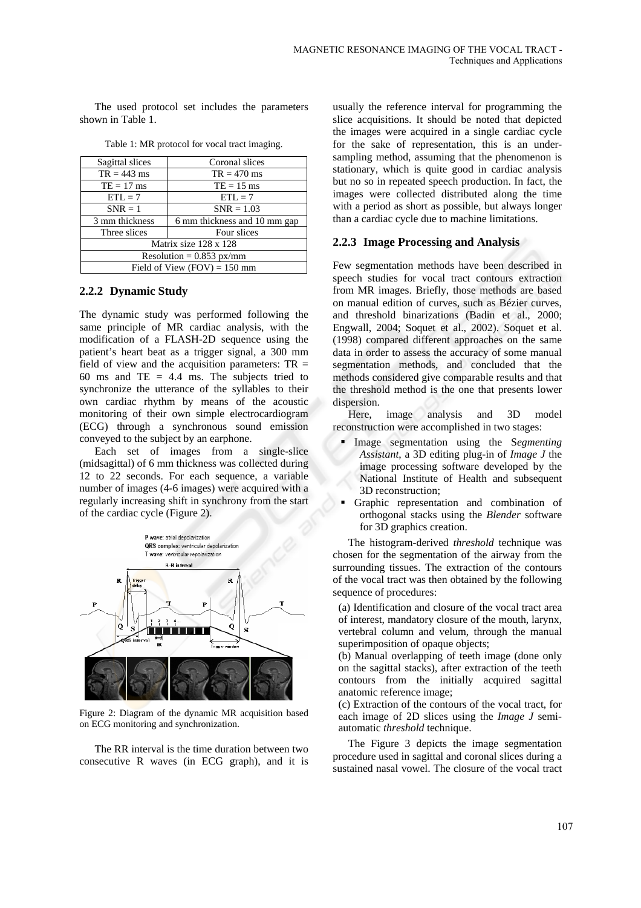The used protocol set includes the parameters shown in Table 1.

Table 1: MR protocol for vocal tract imaging.

| Sagittal slices | Coronal slices |
|---|---|
| TR = 443 ms | TR = 470 ms |
| TE = 17 ms | TE = 15 ms |
| ETL = 7 | ETL = 7 |
| SNR = 1 | SNR = 1.03 |
| 3 mm thickness | 6 mm thickness and 10 mm gap |
| Three slices | Four slices |
| Matrix size 128 x 128 | |
| Resolution = 0.853 px/mm | |
| Field of View (FOV) = 150 mm | |

### 2.2.2 Dynamic Study

The dynamic study was performed following the same principle of MR cardiac analysis, with the modification of a FLASH-2D sequence using the patient's heart beat as a trigger signal, a 300 mm field of view and the acquisition parameters: TR = 60 ms and TE = 4.4 ms. The subjects tried to synchronize the utterance of the syllables to their own cardiac rhythm by means of the acoustic monitoring of their own simple electrocardiogram (ECG) through a synchronous sound emission conveyed to the subject by an earphone.

Each set of images from a single-slice (midsagittal) of 6 mm thickness was collected during 12 to 22 seconds. For each sequence, a variable number of images (4-6 images) were acquired with a regularly increasing shift in synchrony from the start of the cardiac cycle (Figure 2).

Figure 2: Diagram of the dynamic MR acquisition based on ECG monitoring and synchronization.

The RR interval is the time duration between two consecutive R waves (in ECG graph), and it is usually the reference interval for programming the slice acquisitions. It should be noted that depicted the images were acquired in a single cardiac cycle for the sake of representation, this is an under-sampling method, assuming that the phenomenon is stationary, which is quite good in cardiac analysis but no so in repeated speech production. In fact, the images were collected distributed along the time with a period as short as possible, but always longer than a cardiac cycle due to machine limitations.

### 2.2.3 Image Processing and Analysis

Few segmentation methods have been described in speech studies for vocal tract contours extraction from MR images. Briefly, those methods are based on manual edition of curves, such as Bézier curves, and threshold binarizations (Badin et al., 2000; Engwall, 2004; Soquet et al., 2002). Soquet et al. (1998) compared different approaches on the same data in order to assess the accuracy of some manual segmentation methods, and concluded that the methods considered give comparable results and that the threshold method is the one that presents lower dispersion.

Here, image analysis and 3D model reconstruction were accomplished in two stages:

- Image segmentation using the S*egmenting Assistant*, a 3D editing plug-in of *Image J* the image processing software developed by the National Institute of Health and subsequent 3D reconstruction;
- Graphic representation and combination of orthogonal stacks using the *Blender* software for 3D graphics creation.

The histogram-derived *threshold* technique was chosen for the segmentation of the airway from the surrounding tissues. The extraction of the contours of the vocal tract was then obtained by the following sequence of procedures:

(a) Identification and closure of the vocal tract area of interest, mandatory closure of the mouth, larynx, vertebral column and velum, through the manual superimposition of opaque objects;

(b) Manual overlapping of teeth image (done only on the sagittal stacks), after extraction of the teeth contours from the initially acquired sagittal anatomic reference image;

(c) Extraction of the contours of the vocal tract, for each image of 2D slices using the *Image J* semi-automatic *threshold* technique.

The Figure 3 depicts the image segmentation procedure used in sagittal and coronal slices during a sustained nasal vowel. The closure of the vocal tract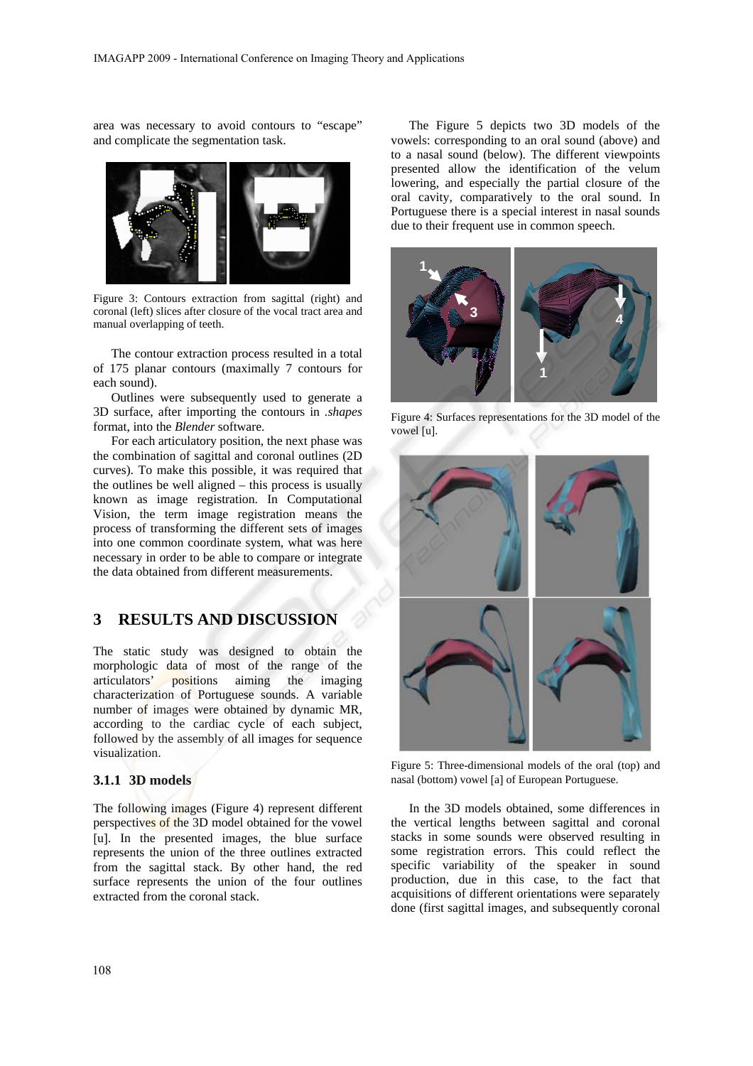area was necessary to avoid contours to "escape" and complicate the segmentation task.

Figure 3: Contours extraction from sagittal (right) and coronal (left) slices after closure of the vocal tract area and manual overlapping of teeth.

The contour extraction process resulted in a total of 175 planar contours (maximally 7 contours for each sound).

Outlines were subsequently used to generate a 3D surface, after importing the contours in *.shapes* format, into the *Blender* software.

For each articulatory position, the next phase was the combination of sagittal and coronal outlines (2D curves). To make this possible, it was required that the outlines be well aligned – this process is usually known as image registration. In Computational Vision, the term image registration means the process of transforming the different sets of images into one common coordinate system, what was here necessary in order to be able to compare or integrate the data obtained from different measurements.

## 3 RESULTS AND DISCUSSION

The static study was designed to obtain the morphologic data of most of the range of the articulators' positions aiming the imaging characterization of Portuguese sounds. A variable number of images were obtained by dynamic MR, according to the cardiac cycle of each subject, followed by the assembly of all images for sequence visualization.

### 3.1.1 3D models

The following images (Figure 4) represent different perspectives of the 3D model obtained for the vowel [u]. In the presented images, the blue surface represents the union of the three outlines extracted from the sagittal stack. By other hand, the red surface represents the union of the four outlines extracted from the coronal stack.

The Figure 5 depicts two 3D models of the vowels: corresponding to an oral sound (above) and to a nasal sound (below). The different viewpoints presented allow the identification of the velum lowering, and especially the partial closure of the oral cavity, comparatively to the oral sound. In Portuguese there is a special interest in nasal sounds due to their frequent use in common speech.

Figure 4: Surfaces representations for the 3D model of the vowel [u].

Figure 5: Three-dimensional models of the oral (top) and nasal (bottom) vowel [a] of European Portuguese.

In the 3D models obtained, some differences in the vertical lengths between sagittal and coronal stacks in some sounds were observed resulting in some registration errors. This could reflect the specific variability of the speaker in sound production, due in this case, to the fact that acquisitions of different orientations were separately done (first sagittal images, and subsequently coronal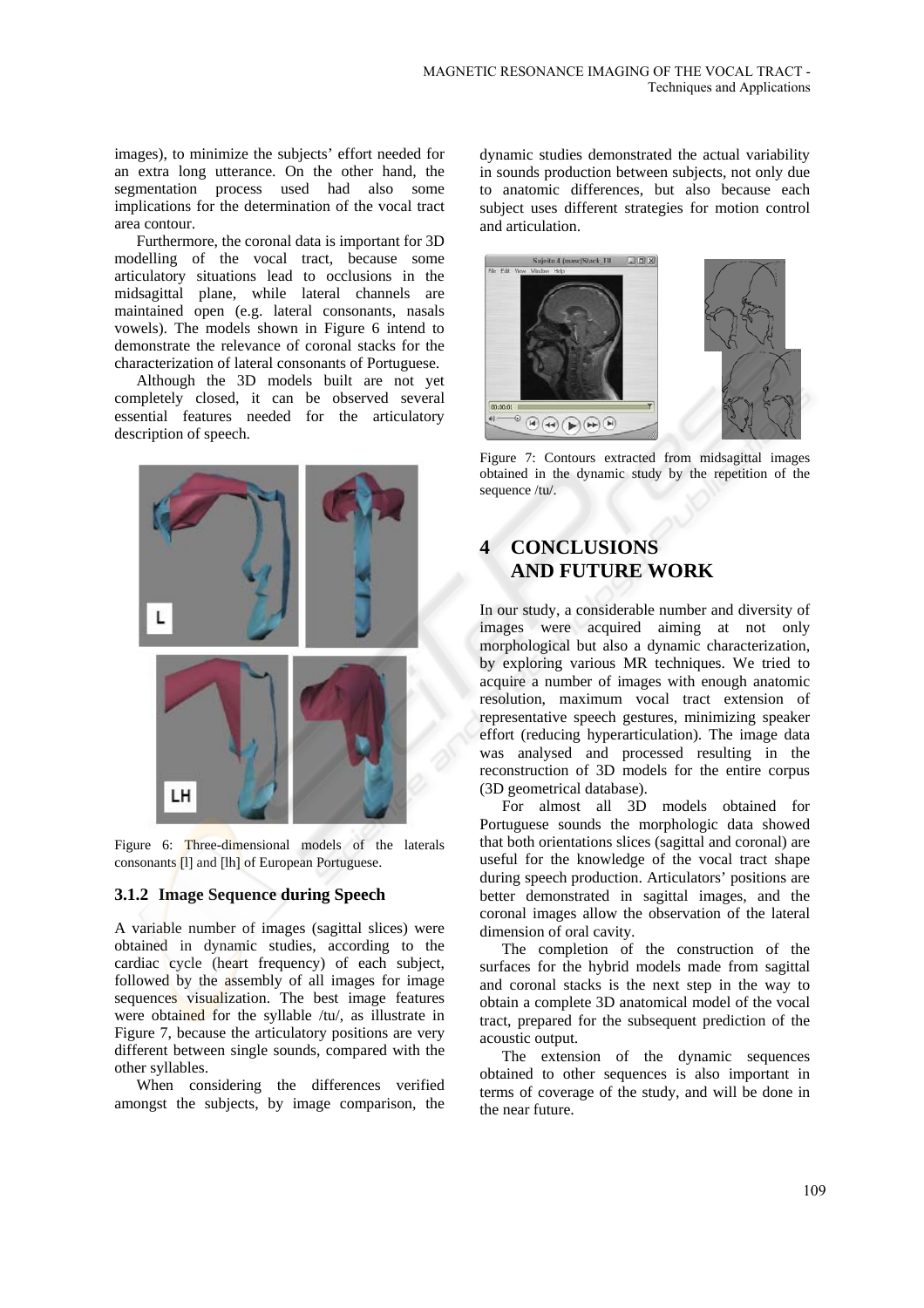images), to minimize the subjects' effort needed for an extra long utterance. On the other hand, the segmentation process used had also some implications for the determination of the vocal tract area contour.

Furthermore, the coronal data is important for 3D modelling of the vocal tract, because some articulatory situations lead to occlusions in the midsagittal plane, while lateral channels are maintained open (e.g. lateral consonants, nasals vowels). The models shown in Figure 6 intend to demonstrate the relevance of coronal stacks for the characterization of lateral consonants of Portuguese.

Although the 3D models built are not yet completely closed, it can be observed several essential features needed for the articulatory description of speech.

Figure 6: Three-dimensional models of the laterals consonants [l] and [lh] of European Portuguese.

### 3.1.2 Image Sequence during Speech

A variable number of images (sagittal slices) were obtained in dynamic studies, according to the cardiac cycle (heart frequency) of each subject, followed by the assembly of all images for image sequences visualization. The best image features were obtained for the syllable /tu/, as illustrate in Figure 7, because the articulatory positions are very different between single sounds, compared with the other syllables.

When considering the differences verified amongst the subjects, by image comparison, the dynamic studies demonstrated the actual variability in sounds production between subjects, not only due to anatomic differences, but also because each subject uses different strategies for motion control and articulation.

Figure 7: Contours extracted from midsagittal images obtained in the dynamic study by the repetition of the sequence /tu/.

## 4 CONCLUSIONS AND FUTURE WORK

In our study, a considerable number and diversity of images were acquired aiming at not only morphological but also a dynamic characterization, by exploring various MR techniques. We tried to acquire a number of images with enough anatomic resolution, maximum vocal tract extension of representative speech gestures, minimizing speaker effort (reducing hyperarticulation). The image data was analysed and processed resulting in the reconstruction of 3D models for the entire corpus (3D geometrical database).

For almost all 3D models obtained for Portuguese sounds the morphologic data showed that both orientations slices (sagittal and coronal) are useful for the knowledge of the vocal tract shape during speech production. Articulators' positions are better demonstrated in sagittal images, and the coronal images allow the observation of the lateral dimension of oral cavity.

The completion of the construction of the surfaces for the hybrid models made from sagittal and coronal stacks is the next step in the way to obtain a complete 3D anatomical model of the vocal tract, prepared for the subsequent prediction of the acoustic output.

The extension of the dynamic sequences obtained to other sequences is also important in terms of coverage of the study, and will be done in the near future.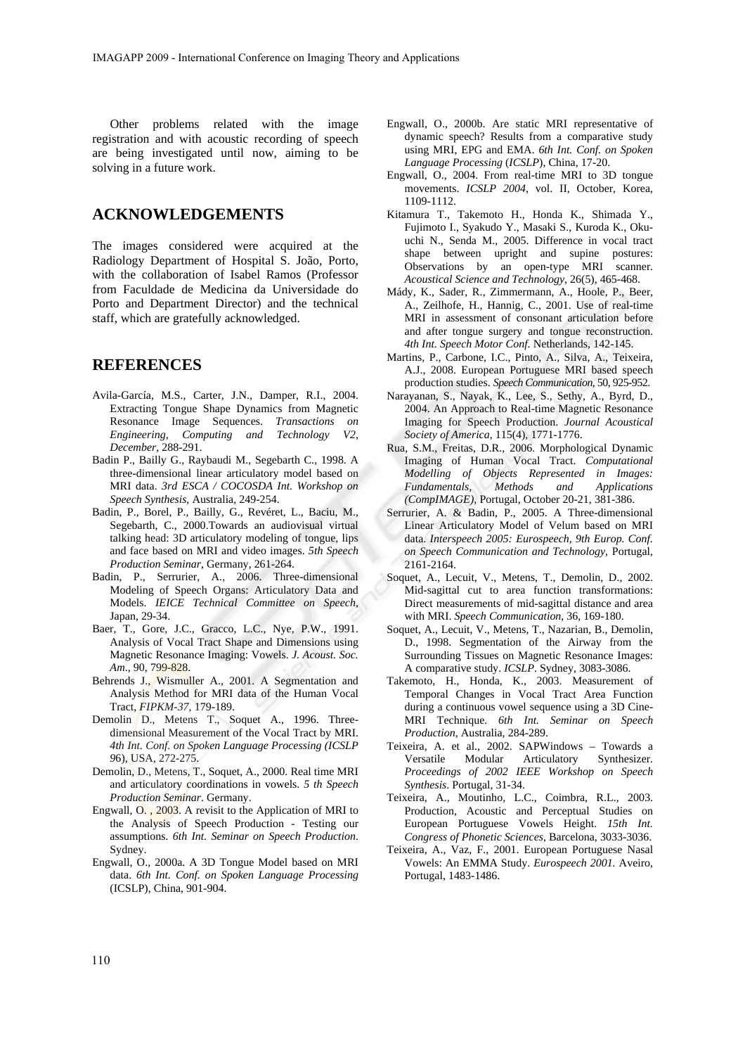Other problems related with the image registration and with acoustic recording of speech are being investigated until now, aiming to be solving in a future work.

## ACKNOWLEDGEMENTS

The images considered were acquired at the Radiology Department of Hospital S. João, Porto, with the collaboration of Isabel Ramos (Professor from Faculdade de Medicina da Universidade do Porto and Department Director) and the technical staff, which are gratefully acknowledged.

## REFERENCES

Avila-García, M.S., Carter, J.N., Damper, R.I., 2004. Extracting Tongue Shape Dynamics from Magnetic Resonance Image Sequences. *Transactions on Engineering, Computing and Technology V2, December*, 288-291.

Badin P., Bailly G., Raybaudi M., Segebarth C., 1998. A three-dimensional linear articulatory model based on MRI data. *3rd ESCA / COCOSDA Int. Workshop on Speech Synthesis*, Australia, 249-254.

Badin, P., Borel, P., Bailly, G., Revéret, L., Baciu, M., Segebarth, C., 2000.Towards an audiovisual virtual talking head: 3D articulatory modeling of tongue, lips and face based on MRI and video images. *5th Speech Production Seminar*, Germany, 261-264.

Badin, P., Serrurier, A., 2006. Three-dimensional Modeling of Speech Organs: Articulatory Data and Models. *IEICE Technical Committee on Speech*, Japan, 29-34.

Baer, T., Gore, J.C., Gracco, L.C., Nye, P.W., 1991. Analysis of Vocal Tract Shape and Dimensions using Magnetic Resonance Imaging: Vowels. *J. Acoust. Soc. Am.*, 90, 799-828.

Behrends J., Wismuller A., 2001. A Segmentation and Analysis Method for MRI data of the Human Vocal Tract, *FIPKM-37*, 179-189.

Demolin D., Metens T., Soquet A., 1996. Three-dimensional Measurement of the Vocal Tract by MRI. *4th Int. Conf. on Spoken Language Processing (ICSLP 96)*, USA, 272-275.

Demolin, D., Metens, T., Soquet, A., 2000. Real time MRI and articulatory coordinations in vowels. *5 th Speech Production Seminar*. Germany.

Engwall, O. , 2003. A revisit to the Application of MRI to the Analysis of Speech Production - Testing our assumptions. *6th Int. Seminar on Speech Production*. Sydney.

Engwall, O., 2000a. A 3D Tongue Model based on MRI data. *6th Int. Conf. on Spoken Language Processing* (ICSLP), China, 901-904.

Engwall, O., 2000b. Are static MRI representative of dynamic speech? Results from a comparative study using MRI, EPG and EMA. *6th Int. Conf. on Spoken Language Processing* (*ICSLP*), China, 17-20.

Engwall, O., 2004. From real-time MRI to 3D tongue movements. *ICSLP 2004*, vol. II, October, Korea, 1109-1112.

Kitamura T., Takemoto H., Honda K., Shimada Y., Fujimoto I., Syakudo Y., Masaki S., Kuroda K., Oku-uchi N., Senda M., 2005. Difference in vocal tract shape between upright and supine postures: Observations by an open-type MRI scanner. *Acoustical Science and Technology*, 26(5), 465-468.

Mády, K., Sader, R., Zimmermann, A., Hoole, P., Beer, A., Zeilhofe, H., Hannig, C., 2001. Use of real-time MRI in assessment of consonant articulation before and after tongue surgery and tongue reconstruction. *4th Int. Speech Motor Conf.* Netherlands, 142-145.

Martins, P., Carbone, I.C., Pinto, A., Silva, A., Teixeira, A.J., 2008. European Portuguese MRI based speech production studies. *Speech Communication*, 50, 925-952.

Narayanan, S., Nayak, K., Lee, S., Sethy, A., Byrd, D., 2004. An Approach to Real-time Magnetic Resonance Imaging for Speech Production. *Journal Acoustical Society of America*, 115(4), 1771-1776.

Rua, S.M., Freitas, D.R., 2006. Morphological Dynamic Imaging of Human Vocal Tract. *Computational Modelling of Objects Represented in Images: Fundamentals, Methods and Applications (CompIMAGE)*, Portugal, October 20-21, 381-386.

Serrurier, A. & Badin, P., 2005. A Three-dimensional Linear Articulatory Model of Velum based on MRI data. *Interspeech 2005: Eurospeech, 9th Europ. Conf. on Speech Communication and Technology*, Portugal, 2161-2164.

Soquet, A., Lecuit, V., Metens, T., Demolin, D., 2002. Mid-sagittal cut to area function transformations: Direct measurements of mid-sagittal distance and area with MRI. *Speech Communication*, 36, 169-180.

Soquet, A., Lecuit, V., Metens, T., Nazarian, B., Demolin, D., 1998. Segmentation of the Airway from the Surrounding Tissues on Magnetic Resonance Images: A comparative study. *ICSLP*. Sydney, 3083-3086.

Takemoto, H., Honda, K., 2003. Measurement of Temporal Changes in Vocal Tract Area Function during a continuous vowel sequence using a 3D Cine-MRI Technique. *6th Int. Seminar on Speech Production*, Australia, 284-289.

Teixeira, A. et al., 2002. SAPWindows – Towards a Versatile Modular Articulatory Synthesizer. *Proceedings of 2002 IEEE Workshop on Speech Synthesis*. Portugal, 31-34.

Teixeira, A., Moutinho, L.C., Coimbra, R.L., 2003. Production, Acoustic and Perceptual Studies on European Portuguese Vowels Height. *15th Int. Congress of Phonetic Sciences*, Barcelona, 3033-3036.

Teixeira, A., Vaz, F., 2001. European Portuguese Nasal Vowels: An EMMA Study. *Eurospeech 2001.* Aveiro, Portugal, 1483-1486.